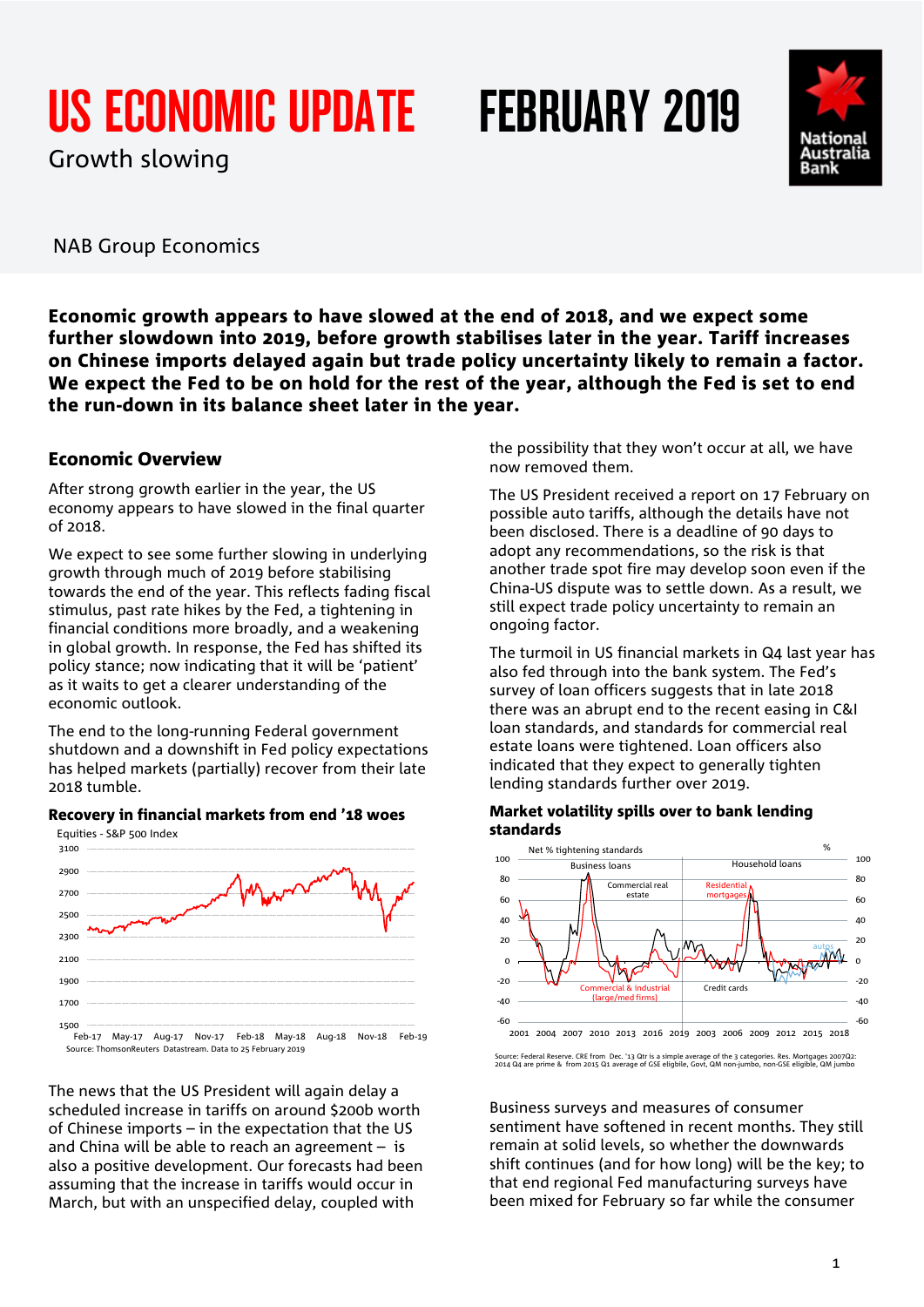# US ECONOMIC UPDATE FEBRUARY 2019

Growth slowing

NAB Group Economics

**Economic growth appears to have slowed at the end of 2018, and we expect some further slowdown into 2019, before growth stabilises later in the year. Tariff increases on Chinese imports delayed again but trade policy uncertainty likely to remain a factor. We expect the Fed to be on hold for the rest of the year, although the Fed is set to end the run-down in its balance sheet later in the year.**

## Economic Overview

After strong growth earlier in the year, the US economy appears to have slowed in the final quarter of 2018.

We expect to see some further slowing in underlying growth through much of 2019 before stabilising towards the end of the year. This reflects fading fiscal stimulus, past rate hikes by the Fed, a tightening in financial conditions more broadly, and a weakening in global growth. In response, the Fed has shifted its policy stance; now indicating that it will be 'patient' as it waits to get a clearer understanding of the economic outlook.

The end to the long-running Federal government shutdown and a downshift in Fed policy expectations has helped markets (partially) recover from their late 2018 tumble.

**Recovery in financial markets from end '18 woes**

Source: ThomsonReuters Datastream. Data to 25 February 2019

The news that the US President will again delay a scheduled increase in tariffs on around $200b worth of Chinese imports – in the expectation that the US and China will be able to reach an agreement – is also a positive development. Our forecasts had been assuming that the increase in tariffs would occur in March, but with an unspecified delay, coupled with the possibility that they won't occur at all, we have now removed them.

The US President received a report on 17 February on possible auto tariffs, although the details have not been disclosed. There is a deadline of 90 days to adopt any recommendations, so the risk is that another trade spot fire may develop soon even if the China-US dispute was to settle down. As a result, we still expect trade policy uncertainty to remain an ongoing factor.

The turmoil in US financial markets in Q4 last year has also fed through into the bank system. The Fed's survey of loan officers suggests that in late 2018 there was an abrupt end to the recent easing in C&I loan standards, and standards for commercial real estate loans were tightened. Loan officers also indicated that they expect to generally tighten lending standards further over 2019.

**Market volatility spills over to bank lending standards**

Source: Federal Reserve. CRE from Dec. '13 Qtr is a simple average of the 3 categories. Res. Mortgages 2007Q2: 2014 Q4 are prime & from 2015 Q1 average of GSE eligible, Govt, QM non-jumbo, non-GSE eligible, QM jumbo

Business surveys and measures of consumer sentiment have softened in recent months. They still remain at solid levels, so whether the downwards shift continues (and for how long) will be the key; to that end regional Fed manufacturing surveys have been mixed for February so far while the consumer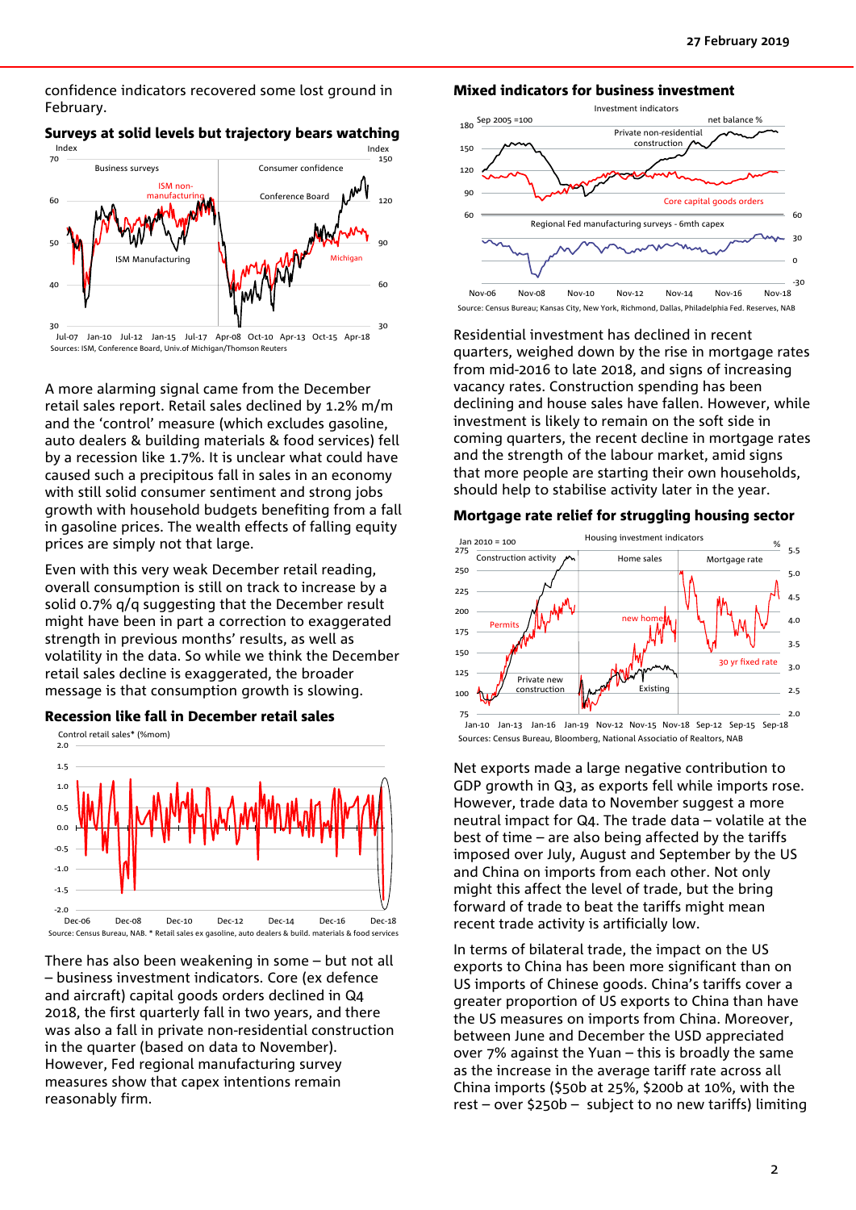confidence indicators recovered some lost ground in February.

**Surveys at solid levels but trajectory bears watching**

Sources: ISM, Conference Board, Univ.of Michigan/Thomson Reuters

A more alarming signal came from the December retail sales report. Retail sales declined by 1.2% m/m and the 'control' measure (which excludes gasoline, auto dealers & building materials & food services) fell by a recession like 1.7%. It is unclear what could have caused such a precipitous fall in sales in an economy with still solid consumer sentiment and strong jobs growth with household budgets benefiting from a fall in gasoline prices. The wealth effects of falling equity prices are simply not that large.

Even with this very weak December retail reading, overall consumption is still on track to increase by a solid 0.7% q/q suggesting that the December result might have been in part a correction to exaggerated strength in previous months' results, as well as volatility in the data. So while we think the December retail sales decline is exaggerated, the broader message is that consumption growth is slowing.

**Recession like fall in December retail sales**

Source: Census Bureau, NAB. * Retail sales ex gasoline, auto dealers & build. materials & food services

There has also been weakening in some – but not all – business investment indicators. Core (ex defence and aircraft) capital goods orders declined in Q4 2018, the first quarterly fall in two years, and there was also a fall in private non-residential construction in the quarter (based on data to November). However, Fed regional manufacturing survey measures show that capex intentions remain reasonably firm.

**Mixed indicators for business investment**

Source: Census Bureau; Kansas City, New York, Richmond, Dallas, Philadelphia Fed. Reserves, NAB

Residential investment has declined in recent quarters, weighed down by the rise in mortgage rates from mid-2016 to late 2018, and signs of increasing vacancy rates. Construction spending has been declining and house sales have fallen. However, while investment is likely to remain on the soft side in coming quarters, the recent decline in mortgage rates and the strength of the labour market, amid signs that more people are starting their own households, should help to stabilise activity later in the year.

**Mortgage rate relief for struggling housing sector**

Sources: Census Bureau, Bloomberg, National Associatio of Realtors, NAB

Net exports made a large negative contribution to GDP growth in Q3, as exports fell while imports rose. However, trade data to November suggest a more neutral impact for Q4. The trade data – volatile at the best of time – are also being affected by the tariffs imposed over July, August and September by the US and China on imports from each other. Not only might this affect the level of trade, but the bring forward of trade to beat the tariffs might mean recent trade activity is artificially low.

In terms of bilateral trade, the impact on the US exports to China has been more significant than on US imports of Chinese goods. China's tariffs cover a greater proportion of US exports to China than have the US measures on imports from China. Moreover, between June and December the USD appreciated over 7% against the Yuan – this is broadly the same as the increase in the average tariff rate across all China imports ($50b at 25%, $200b at 10%, with the rest – over $250b – subject to no new tariffs) limiting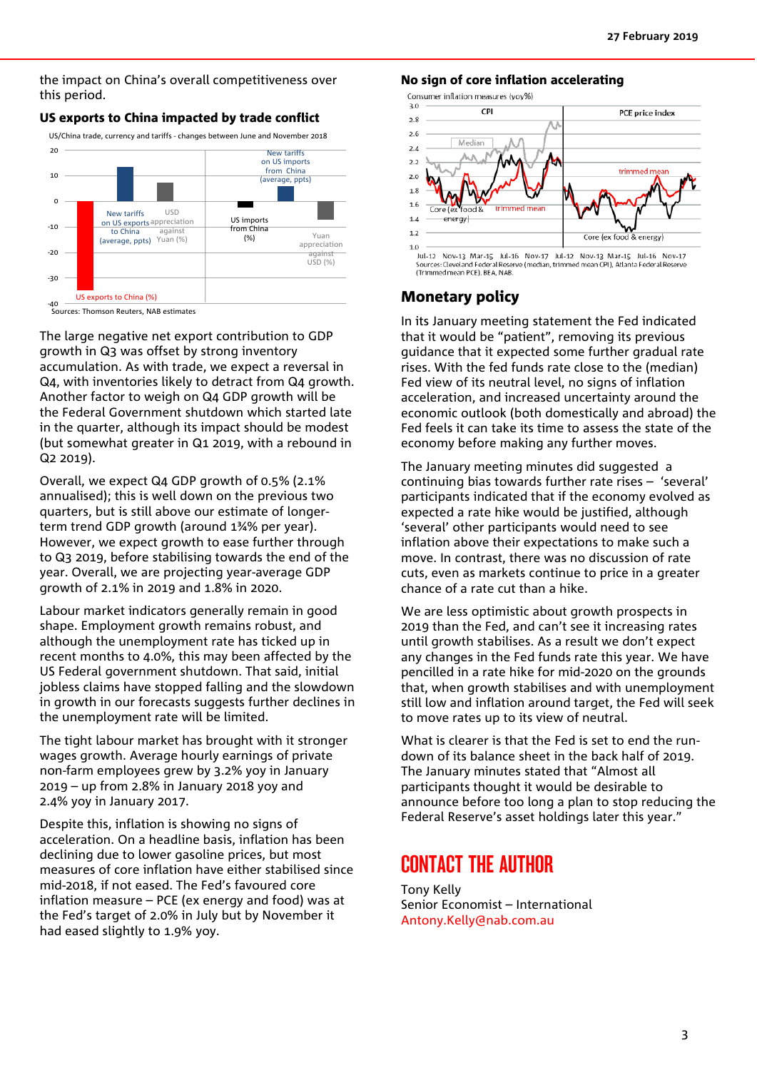the impact on China's overall competitiveness over this period.

### US exports to China impacted by trade conflict

US/China trade, currency and tariffs - changes between June and November 2018

Sources: Thomson Reuters, NAB estimates

The large negative net export contribution to GDP growth in Q3 was offset by strong inventory accumulation. As with trade, we expect a reversal in Q4, with inventories likely to detract from Q4 growth. Another factor to weigh on Q4 GDP growth will be the Federal Government shutdown which started late in the quarter, although its impact should be modest (but somewhat greater in Q1 2019, with a rebound in Q2 2019).

Overall, we expect Q4 GDP growth of 0.5% (2.1% annualised); this is well down on the previous two quarters, but is still above our estimate of longer-term trend GDP growth (around 1¾% per year). However, we expect growth to ease further through to Q3 2019, before stabilising towards the end of the year. Overall, we are projecting year-average GDP growth of 2.1% in 2019 and 1.8% in 2020.

Labour market indicators generally remain in good shape. Employment growth remains robust, and although the unemployment rate has ticked up in recent months to 4.0%, this may been affected by the US Federal government shutdown. That said, initial jobless claims have stopped falling and the slowdown in growth in our forecasts suggests further declines in the unemployment rate will be limited.

The tight labour market has brought with it stronger wages growth. Average hourly earnings of private non-farm employees grew by 3.2% yoy in January 2019 – up from 2.8% in January 2018 yoy and 2.4% yoy in January 2017.

Despite this, inflation is showing no signs of acceleration. On a headline basis, inflation has been declining due to lower gasoline prices, but most measures of core inflation have either stabilised since mid-2018, if not eased. The Fed's favoured core inflation measure – PCE (ex energy and food) was at the Fed's target of 2.0% in July but by November it had eased slightly to 1.9% yoy.

### No sign of core inflation accelerating

Consumer inflation measures (yoy%)

Sources: Cleveland Federal Reserve (median, trimmed mean CPI), Atlanta Federal Reserve (Trimmed mean PCE), BEA, NAB.

## Monetary policy

In its January meeting statement the Fed indicated that it would be "patient", removing its previous guidance that it expected some further gradual rate rises. With the fed funds rate close to the (median) Fed view of its neutral level, no signs of inflation acceleration, and increased uncertainty around the economic outlook (both domestically and abroad) the Fed feels it can take its time to assess the state of the economy before making any further moves.

The January meeting minutes did suggested a continuing bias towards further rate rises – 'several' participants indicated that if the economy evolved as expected a rate hike would be justified, although 'several' other participants would need to see inflation above their expectations to make such a move. In contrast, there was no discussion of rate cuts, even as markets continue to price in a greater chance of a rate cut than a hike.

We are less optimistic about growth prospects in 2019 than the Fed, and can't see it increasing rates until growth stabilises. As a result we don't expect any changes in the Fed funds rate this year. We have pencilled in a rate hike for mid-2020 on the grounds that, when growth stabilises and with unemployment still low and inflation around target, the Fed will seek to move rates up to its view of neutral.

What is clearer is that the Fed is set to end the run-down of its balance sheet in the back half of 2019. The January minutes stated that "Almost all participants thought it would be desirable to announce before too long a plan to stop reducing the Federal Reserve's asset holdings later this year."

## CONTACT THE AUTHOR

Tony Kelly
Senior Economist – International
Antony.Kelly@nab.com.au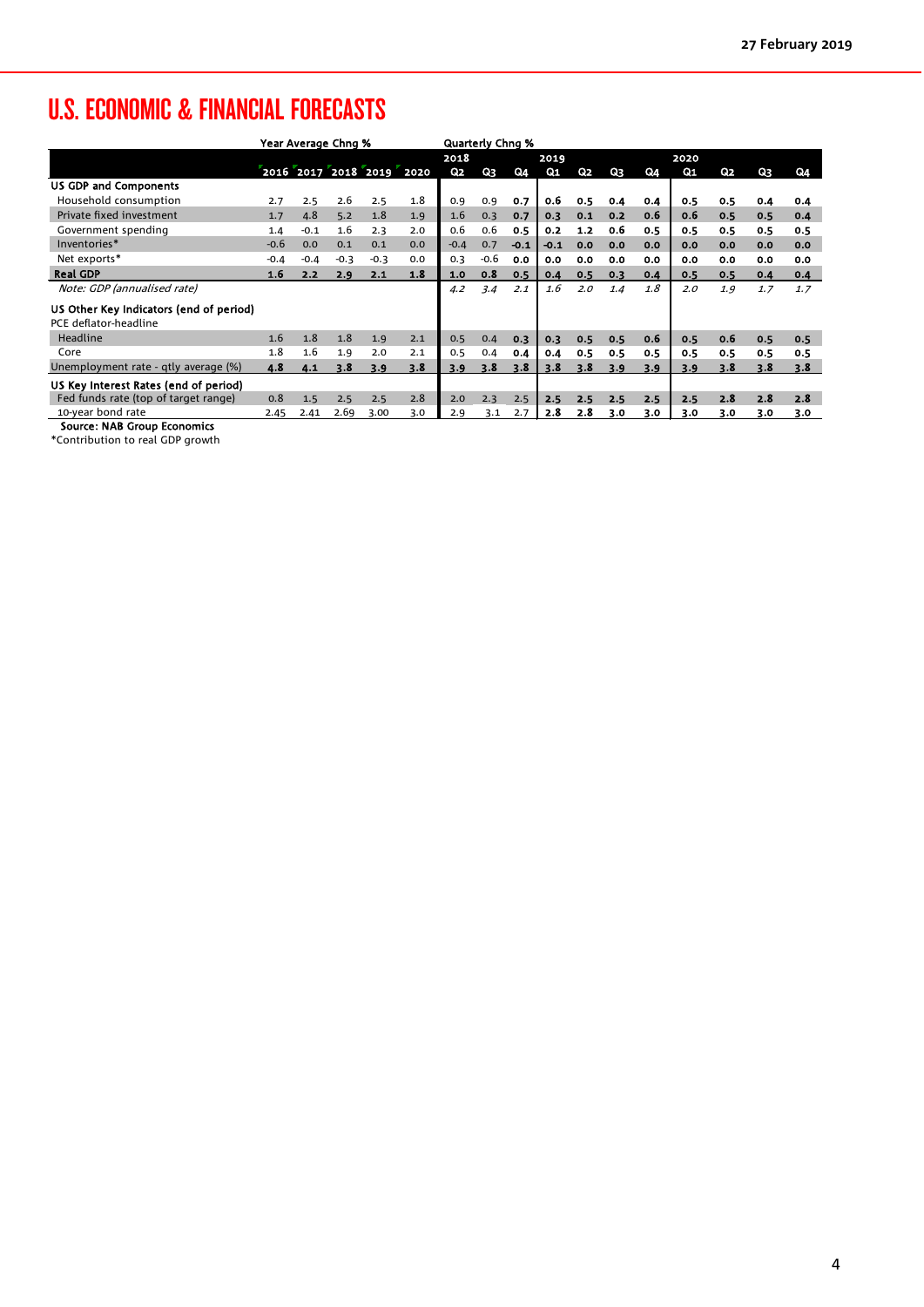# U.S. ECONOMIC & FINANCIAL FORECASTS

| | Year Average Chng % | | | | | Quarterly Chng % | | | | | | | | | | |
|---|---|---|---|---|---|---|---|---|---|---|---|---|---|---|---|---|
| | | | | | | 2018 | | | 2019 | | | | 2020 | | | |
| | 2016 | 2017 | 2018 | 2019 | 2020 | Q2 | Q3 | Q4 | Q1 | Q2 | Q3 | Q4 | Q1 | Q2 | Q3 | Q4 |
| **US GDP and Components** | | | | | | | | | | | | | | | | |
| Household consumption | 2.7 | 2.5 | 2.6 | 2.5 | 1.8 | 0.9 | 0.9 | 0.7 | 0.6 | 0.5 | 0.4 | 0.4 | 0.5 | 0.5 | 0.4 | 0.4 |
| Private fixed investment | 1.7 | 4.8 | 5.2 | 1.8 | 1.9 | 1.6 | 0.3 | 0.7 | 0.3 | 0.1 | 0.2 | 0.6 | 0.6 | 0.5 | 0.5 | 0.4 |
| Government spending | 1.4 | -0.1 | 1.6 | 2.3 | 2.0 | 0.6 | 0.6 | 0.5 | 0.2 | 1.2 | 0.6 | 0.5 | 0.5 | 0.5 | 0.5 | 0.5 |
| Inventories* | -0.6 | 0.0 | 0.1 | 0.1 | 0.0 | -0.4 | 0.7 | -0.1 | -0.1 | 0.0 | 0.0 | 0.0 | 0.0 | 0.0 | 0.0 | 0.0 |
| Net exports* | -0.4 | -0.4 | -0.3 | -0.3 | 0.0 | 0.3 | -0.6 | 0.0 | 0.0 | 0.0 | 0.0 | 0.0 | 0.0 | 0.0 | 0.0 | 0.0 |
| **Real GDP** | 1.6 | 2.2 | 2.9 | 2.1 | 1.8 | 1.0 | 0.8 | 0.5 | 0.4 | 0.5 | 0.3 | 0.4 | 0.5 | 0.5 | 0.4 | 0.4 |
| *Note: GDP (annualised rate)* | | | | | | *4.2* | *3.4* | *2.1* | *1.6* | *2.0* | *1.4* | *1.8* | *2.0* | *1.9* | *1.7* | *1.7* |
| **US Other Key Indicators (end of period)** | | | | | | | | | | | | | | | | |
| PCE deflator-headline | | | | | | | | | | | | | | | | |
| Headline | 1.6 | 1.8 | 1.8 | 1.9 | 2.1 | 0.5 | 0.4 | 0.3 | 0.3 | 0.5 | 0.5 | 0.6 | 0.5 | 0.6 | 0.5 | 0.5 |
| Core | 1.8 | 1.6 | 1.9 | 2.0 | 2.1 | 0.5 | 0.4 | 0.4 | 0.4 | 0.5 | 0.5 | 0.5 | 0.5 | 0.5 | 0.5 | 0.5 |
| Unemployment rate - qtly average (%) | 4.8 | 4.1 | 3.8 | 3.9 | 3.8 | 3.9 | 3.8 | 3.8 | 3.8 | 3.8 | 3.9 | 3.9 | 3.9 | 3.8 | 3.8 | 3.8 |
| **US Key Interest Rates (end of period)** | | | | | | | | | | | | | | | | |
| Fed funds rate (top of target range) | 0.8 | 1.5 | 2.5 | 2.5 | 2.8 | 2.0 | 2.3 | 2.5 | 2.5 | 2.5 | 2.5 | 2.5 | 2.5 | 2.8 | 2.8 | 2.8 |
| 10-year bond rate | 2.45 | 2.41 | 2.69 | 3.00 | 3.0 | 2.9 | 3.1 | 2.7 | 2.8 | 2.8 | 3.0 | 3.0 | 3.0 | 3.0 | 3.0 | 3.0 |

Source: NAB Group Economics

*Contribution to real GDP growth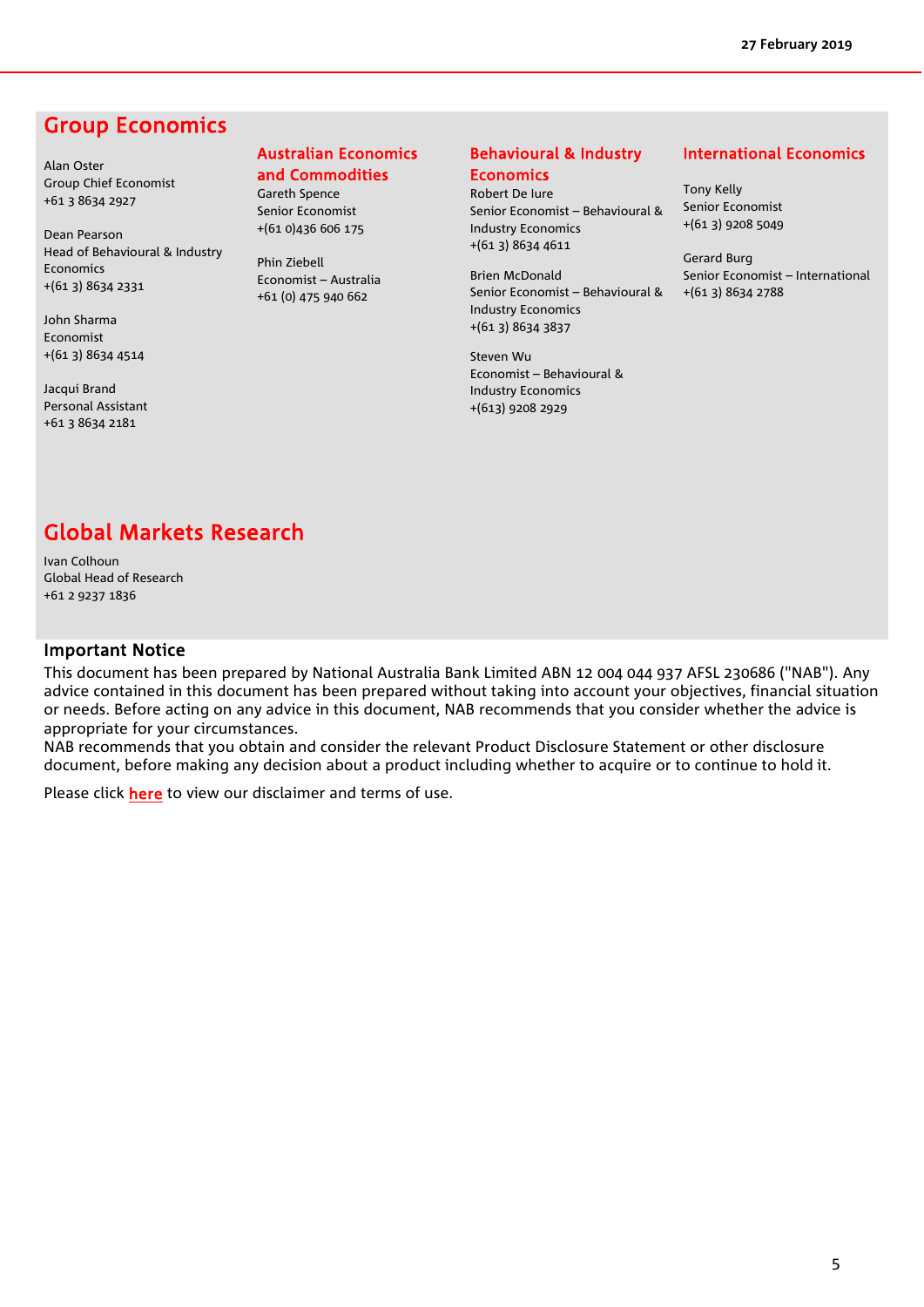## Group Economics

Alan Oster
Group Chief Economist
+61 3 8634 2927

Dean Pearson
Head of Behavioural & Industry Economics
+(61 3) 8634 2331

John Sharma
Economist
+(61 3) 8634 4514

Jacqui Brand
Personal Assistant
+61 3 8634 2181

### Australian Economics and Commodities

Gareth Spence
Senior Economist
+(61 0)436 606 175

Phin Ziebell
Economist – Australia
+61 (0) 475 940 662

### Behavioural & Industry Economics

Robert De Iure
Senior Economist – Behavioural & Industry Economics
+(61 3) 8634 4611

Brien McDonald
Senior Economist – Behavioural & Industry Economics
+(61 3) 8634 3837

Steven Wu
Economist – Behavioural & Industry Economics
+(613) 9208 2929

### International Economics

Tony Kelly
Senior Economist
+(61 3) 9208 5049

Gerard Burg
Senior Economist – International
+(61 3) 8634 2788

## Global Markets Research

Ivan Colhoun
Global Head of Research
+61 2 9237 1836

### Important Notice

This document has been prepared by National Australia Bank Limited ABN 12 004 044 937 AFSL 230686 ("NAB"). Any advice contained in this document has been prepared without taking into account your objectives, financial situation or needs. Before acting on any advice in this document, NAB recommends that you consider whether the advice is appropriate for your circumstances.
NAB recommends that you obtain and consider the relevant Product Disclosure Statement or other disclosure document, before making any decision about a product including whether to acquire or to continue to hold it.

Please click **here** to view our disclaimer and terms of use.